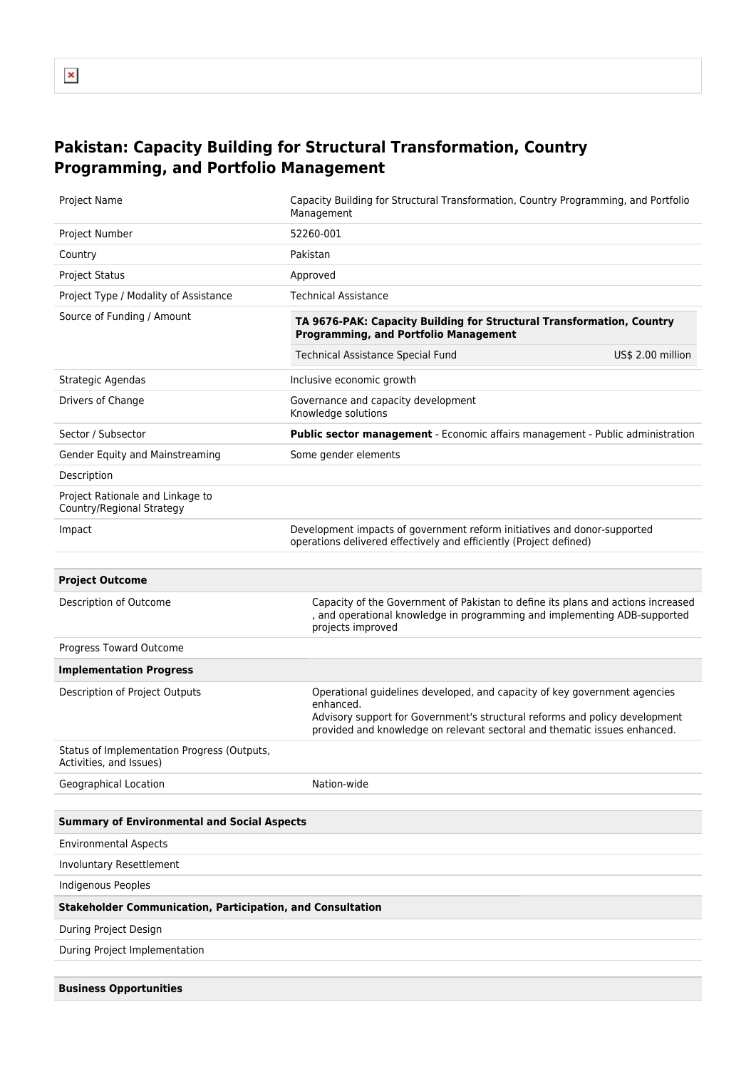# Pakistan: Capacity Building for Structural Transformation, Country Programming, and Portfolio Management

| | |
|---|---|
| Project Name | Capacity Building for Structural Transformation, Country Programming, and Portfolio Management |
| Project Number | 52260-001 |
| Country | Pakistan |
| Project Status | Approved |
| Project Type / Modality of Assistance | Technical Assistance |
| Source of Funding / Amount | **TA 9676-PAK: Capacity Building for Structural Transformation, Country Programming, and Portfolio Management**<br>Technical Assistance Special Fund — US$ 2.00 million |
| Strategic Agendas | Inclusive economic growth |
| Drivers of Change | Governance and capacity development<br>Knowledge solutions |
| Sector / Subsector | **Public sector management** - Economic affairs management - Public administration |
| Gender Equity and Mainstreaming | Some gender elements |
| Description | |
| Project Rationale and Linkage to Country/Regional Strategy | |
| Impact | Development impacts of government reform initiatives and donor-supported operations delivered effectively and efficiently (Project defined) |

| **Project Outcome** | |
|---|---|
| Description of Outcome | Capacity of the Government of Pakistan to define its plans and actions increased , and operational knowledge in programming and implementing ADB-supported projects improved |
| Progress Toward Outcome | |
| **Implementation Progress** | |
| Description of Project Outputs | Operational guidelines developed, and capacity of key government agencies enhanced.<br>Advisory support for Government's structural reforms and policy development provided and knowledge on relevant sectoral and thematic issues enhanced. |
| Status of Implementation Progress (Outputs, Activities, and Issues) | |
| Geographical Location | Nation-wide |

| **Summary of Environmental and Social Aspects** | |
|---|---|
| Environmental Aspects | |
| Involuntary Resettlement | |
| Indigenous Peoples | |
| **Stakeholder Communication, Participation, and Consultation** | |
| During Project Design | |
| During Project Implementation | |

| **Business Opportunities** |
|---|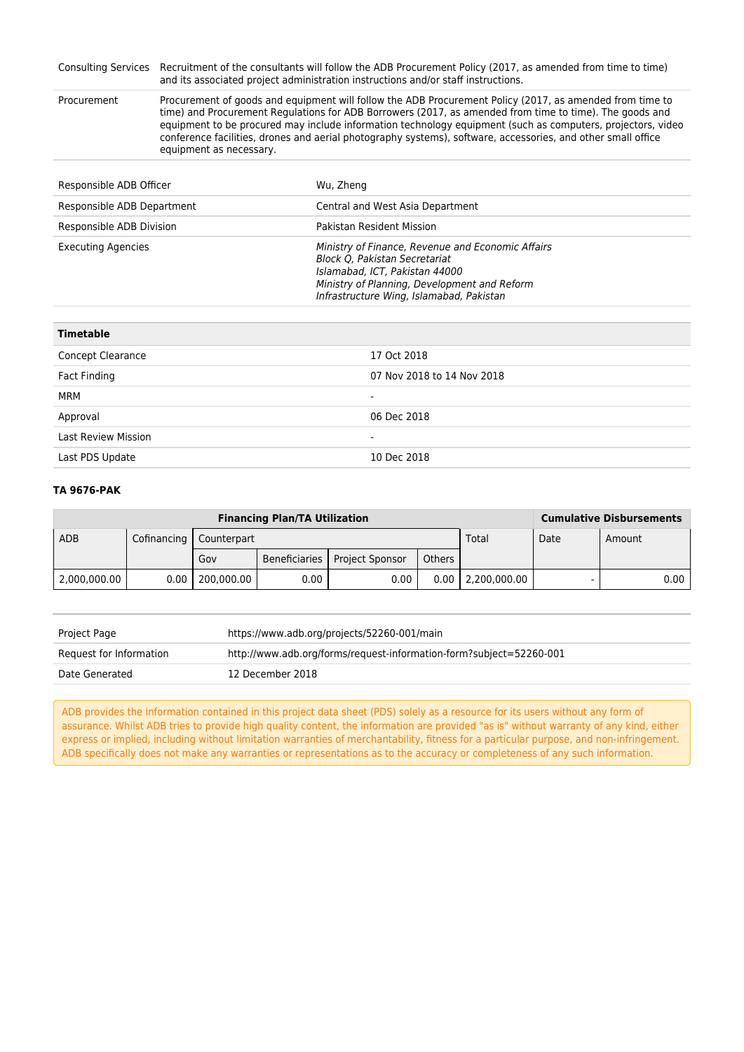| | |
|---|---|
| Consulting Services | Recruitment of the consultants will follow the ADB Procurement Policy (2017, as amended from time to time) and its associated project administration instructions and/or staff instructions. |
| Procurement | Procurement of goods and equipment will follow the ADB Procurement Policy (2017, as amended from time to time) and Procurement Regulations for ADB Borrowers (2017, as amended from time to time). The goods and equipment to be procured may include information technology equipment (such as computers, projectors, video conference facilities, drones and aerial photography systems), software, accessories, and other small office equipment as necessary. |

| | |
|---|---|
| Responsible ADB Officer | Wu, Zheng |
| Responsible ADB Department | Central and West Asia Department |
| Responsible ADB Division | Pakistan Resident Mission |
| Executing Agencies | *Ministry of Finance, Revenue and Economic Affairs*<br>*Block Q, Pakistan Secretariat*<br>*Islamabad, ICT, Pakistan 44000*<br>*Ministry of Planning, Development and Reform*<br>*Infrastructure Wing, Islamabad, Pakistan* |

| **Timetable** | |
|---|---|
| Concept Clearance | 17 Oct 2018 |
| Fact Finding | 07 Nov 2018 to 14 Nov 2018 |
| MRM | - |
| Approval | 06 Dec 2018 |
| Last Review Mission | - |
| Last PDS Update | 10 Dec 2018 |

**TA 9676-PAK**

| **Financing Plan/TA Utilization** | | | | | | | **Cumulative Disbursements** | |
|---|---|---|---|---|---|---|---|---|
| ADB | Cofinancing | Counterpart | | | | Total | Date | Amount |
| | | Gov | Beneficiaries | Project Sponsor | Others | | | |
| 2,000,000.00 | 0.00 | 200,000.00 | 0.00 | 0.00 | 0.00 | 2,200,000.00 | - | 0.00 |

| | |
|---|---|
| Project Page | https://www.adb.org/projects/52260-001/main |
| Request for Information | http://www.adb.org/forms/request-information-form?subject=52260-001 |
| Date Generated | 12 December 2018 |

ADB provides the information contained in this project data sheet (PDS) solely as a resource for its users without any form of assurance. Whilst ADB tries to provide high quality content, the information are provided "as is" without warranty of any kind, either express or implied, including without limitation warranties of merchantability, fitness for a particular purpose, and non-infringement. ADB specifically does not make any warranties or representations as to the accuracy or completeness of any such information.